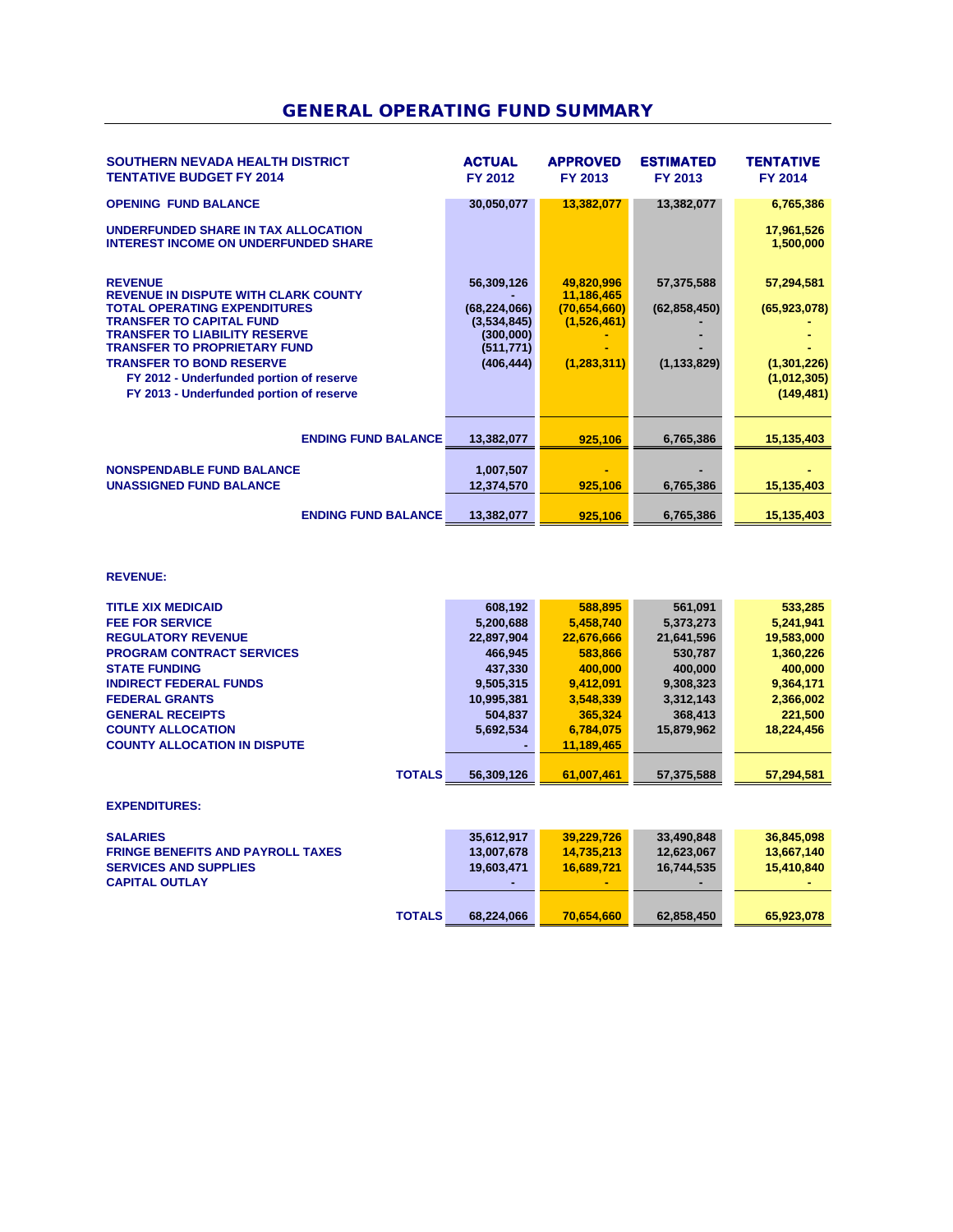# GENERAL OPERATING FUND SUMMARY

| SOUTHERN NEVADA HEALTH DISTRICT<br>TENTATIVE BUDGET FY 2014 | ACTUAL FY 2012 | APPROVED FY 2013 | ESTIMATED FY 2013 | TENTATIVE FY 2014 |
|---|---|---|---|---|
| **OPENING FUND BALANCE** | 30,050,077 | 13,382,077 | 13,382,077 | 6,765,386 |
| **UNDERFUNDED SHARE IN TAX ALLOCATION** | | | | 17,961,526 |
| **INTEREST INCOME ON UNDERFUNDED SHARE** | | | | 1,500,000 |
| **REVENUE** | 56,309,126 | 49,820,996 | 57,375,588 | 57,294,581 |
| **REVENUE IN DISPUTE WITH CLARK COUNTY** | - | 11,186,465 | | |
| **TOTAL OPERATING EXPENDITURES** | (68,224,066) | (70,654,660) | (62,858,450) | (65,923,078) |
| **TRANSFER TO CAPITAL FUND** | (3,534,845) | (1,526,461) | - | - |
| **TRANSFER TO LIABILITY RESERVE** | (300,000) | - | - | - |
| **TRANSFER TO PROPRIETARY FUND** | (511,771) | - | - | - |
| **TRANSFER TO BOND RESERVE** | (406,444) | (1,283,311) | (1,133,829) | (1,301,226) |
| FY 2012 - Underfunded portion of reserve | | | | (1,012,305) |
| FY 2013 - Underfunded portion of reserve | | | | (149,481) |
| **ENDING FUND BALANCE** | 13,382,077 | 925,106 | 6,765,386 | 15,135,403 |
| **NONSPENDABLE FUND BALANCE** | 1,007,507 | - | - | - |
| **UNASSIGNED FUND BALANCE** | 12,374,570 | 925,106 | 6,765,386 | 15,135,403 |
| **ENDING FUND BALANCE** | 13,382,077 | 925,106 | 6,765,386 | 15,135,403 |

**REVENUE:**

| | ACTUAL FY 2012 | APPROVED FY 2013 | ESTIMATED FY 2013 | TENTATIVE FY 2014 |
|---|---|---|---|---|
| **TITLE XIX MEDICAID** | 608,192 | 588,895 | 561,091 | 533,285 |
| **FEE FOR SERVICE** | 5,200,688 | 5,458,740 | 5,373,273 | 5,241,941 |
| **REGULATORY REVENUE** | 22,897,904 | 22,676,666 | 21,641,596 | 19,583,000 |
| **PROGRAM CONTRACT SERVICES** | 466,945 | 583,866 | 530,787 | 1,360,226 |
| **STATE FUNDING** | 437,330 | 400,000 | 400,000 | 400,000 |
| **INDIRECT FEDERAL FUNDS** | 9,505,315 | 9,412,091 | 9,308,323 | 9,364,171 |
| **FEDERAL GRANTS** | 10,995,381 | 3,548,339 | 3,312,143 | 2,366,002 |
| **GENERAL RECEIPTS** | 504,837 | 365,324 | 368,413 | 221,500 |
| **COUNTY ALLOCATION** | 5,692,534 | 6,784,075 | 15,879,962 | 18,224,456 |
| **COUNTY ALLOCATION IN DISPUTE** | - | 11,189,465 | | |
| **TOTALS** | 56,309,126 | 61,007,461 | 57,375,588 | 57,294,581 |

**EXPENDITURES:**

| | ACTUAL FY 2012 | APPROVED FY 2013 | ESTIMATED FY 2013 | TENTATIVE FY 2014 |
|---|---|---|---|---|
| **SALARIES** | 35,612,917 | 39,229,726 | 33,490,848 | 36,845,098 |
| **FRINGE BENEFITS AND PAYROLL TAXES** | 13,007,678 | 14,735,213 | 12,623,067 | 13,667,140 |
| **SERVICES AND SUPPLIES** | 19,603,471 | 16,689,721 | 16,744,535 | 15,410,840 |
| **CAPITAL OUTLAY** | - | - | - | - |
| **TOTALS** | 68,224,066 | 70,654,660 | 62,858,450 | 65,923,078 |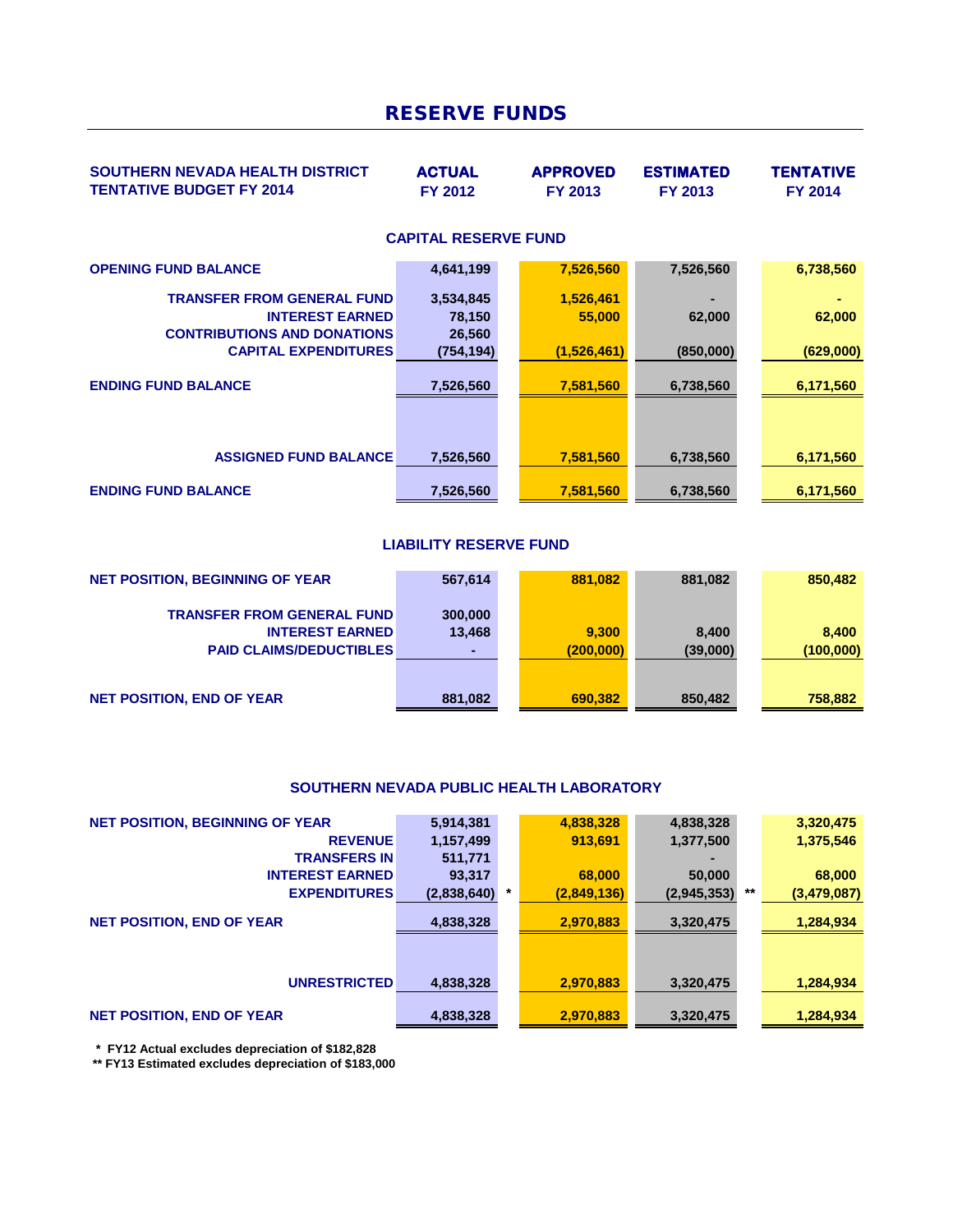# RESERVE FUNDS

| SOUTHERN NEVADA HEALTH DISTRICT TENTATIVE BUDGET FY 2014 | ACTUAL FY 2012 | APPROVED FY 2013 | ESTIMATED FY 2013 | TENTATIVE FY 2014 |
|---|---|---|---|---|

## CAPITAL RESERVE FUND

| | ACTUAL FY 2012 | APPROVED FY 2013 | ESTIMATED FY 2013 | TENTATIVE FY 2014 |
|---|---|---|---|---|
| OPENING FUND BALANCE | 4,641,199 | 7,526,560 | 7,526,560 | 6,738,560 |
| TRANSFER FROM GENERAL FUND | 3,534,845 | 1,526,461 | - | - |
| INTEREST EARNED | 78,150 | 55,000 | 62,000 | 62,000 |
| CONTRIBUTIONS AND DONATIONS | 26,560 | | | |
| CAPITAL EXPENDITURES | (754,194) | (1,526,461) | (850,000) | (629,000) |
| ENDING FUND BALANCE | 7,526,560 | 7,581,560 | 6,738,560 | 6,171,560 |
| ASSIGNED FUND BALANCE | 7,526,560 | 7,581,560 | 6,738,560 | 6,171,560 |
| ENDING FUND BALANCE | 7,526,560 | 7,581,560 | 6,738,560 | 6,171,560 |

## LIABILITY RESERVE FUND

| | ACTUAL FY 2012 | APPROVED FY 2013 | ESTIMATED FY 2013 | TENTATIVE FY 2014 |
|---|---|---|---|---|
| NET POSITION, BEGINNING OF YEAR | 567,614 | 881,082 | 881,082 | 850,482 |
| TRANSFER FROM GENERAL FUND | 300,000 | | | |
| INTEREST EARNED | 13,468 | 9,300 | 8,400 | 8,400 |
| PAID CLAIMS/DEDUCTIBLES | - | (200,000) | (39,000) | (100,000) |
| NET POSITION, END OF YEAR | 881,082 | 690,382 | 850,482 | 758,882 |

## SOUTHERN NEVADA PUBLIC HEALTH LABORATORY

| | ACTUAL FY 2012 | APPROVED FY 2013 | ESTIMATED FY 2013 | TENTATIVE FY 2014 |
|---|---|---|---|---|
| NET POSITION, BEGINNING OF YEAR | 5,914,381 | 4,838,328 | 4,838,328 | 3,320,475 |
| REVENUE | 1,157,499 | 913,691 | 1,377,500 | 1,375,546 |
| TRANSFERS IN | 511,771 | | - | |
| INTEREST EARNED | 93,317 | 68,000 | 50,000 | 68,000 |
| EXPENDITURES | (2,838,640) * | (2,849,136) | (2,945,353) ** | (3,479,087) |
| NET POSITION, END OF YEAR | 4,838,328 | 2,970,883 | 3,320,475 | 1,284,934 |
| UNRESTRICTED | 4,838,328 | 2,970,883 | 3,320,475 | 1,284,934 |
| NET POSITION, END OF YEAR | 4,838,328 | 2,970,883 | 3,320,475 | 1,284,934 |

\* FY12 Actual excludes depreciation of $182,828

** FY13 Estimated excludes depreciation of $183,000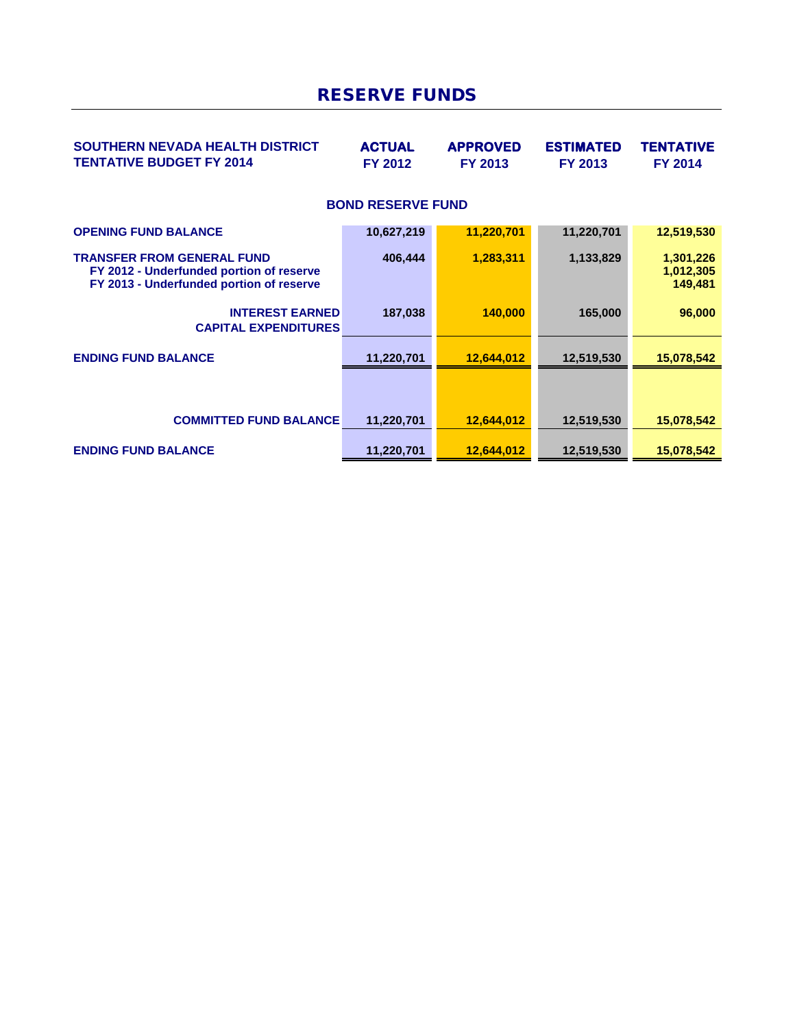# RESERVE FUNDS

| SOUTHERN NEVADA HEALTH DISTRICT<br>TENTATIVE BUDGET FY 2014 | ACTUAL<br>FY 2012 | APPROVED<br>FY 2013 | ESTIMATED<br>FY 2013 | TENTATIVE<br>FY 2014 |
|---|---|---|---|---|
| **BOND RESERVE FUND** | | | | |
| OPENING FUND BALANCE | 10,627,219 | 11,220,701 | 11,220,701 | 12,519,530 |
| TRANSFER FROM GENERAL FUND | 406,444 | 1,283,311 | 1,133,829 | 1,301,226 |
| FY 2012 - Underfunded portion of reserve | | | | 1,012,305 |
| FY 2013 - Underfunded portion of reserve | | | | 149,481 |
| INTEREST EARNED | 187,038 | 140,000 | 165,000 | 96,000 |
| CAPITAL EXPENDITURES | | | | |
| ENDING FUND BALANCE | 11,220,701 | 12,644,012 | 12,519,530 | 15,078,542 |
| COMMITTED FUND BALANCE | 11,220,701 | 12,644,012 | 12,519,530 | 15,078,542 |
| ENDING FUND BALANCE | 11,220,701 | 12,644,012 | 12,519,530 | 15,078,542 |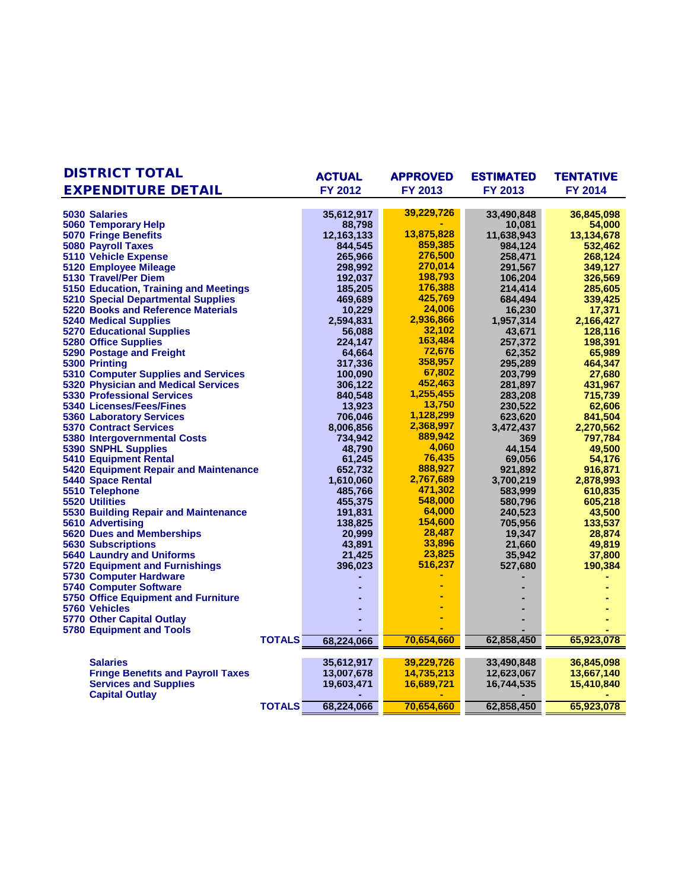## DISTRICT TOTAL EXPENDITURE DETAIL

| | ACTUAL FY 2012 | APPROVED FY 2013 | ESTIMATED FY 2013 | TENTATIVE FY 2014 |
|---|---|---|---|---|
| 5030 Salaries | 35,612,917 | 39,229,726 | 33,490,848 | 36,845,098 |
| 5060 Temporary Help | 88,798 | - | 10,081 | 54,000 |
| 5070 Fringe Benefits | 12,163,133 | 13,875,828 | 11,638,943 | 13,134,678 |
| 5080 Payroll Taxes | 844,545 | 859,385 | 984,124 | 532,462 |
| 5110 Vehicle Expense | 265,966 | 276,500 | 258,471 | 268,124 |
| 5120 Employee Mileage | 298,992 | 270,014 | 291,567 | 349,127 |
| 5130 Travel/Per Diem | 192,037 | 198,793 | 106,204 | 326,569 |
| 5150 Education, Training and Meetings | 185,205 | 176,388 | 214,414 | 285,605 |
| 5210 Special Departmental Supplies | 469,689 | 425,769 | 684,494 | 339,425 |
| 5220 Books and Reference Materials | 10,229 | 24,006 | 16,230 | 17,371 |
| 5240 Medical Supplies | 2,594,831 | 2,936,866 | 1,957,314 | 2,166,427 |
| 5270 Educational Supplies | 56,088 | 32,102 | 43,671 | 128,116 |
| 5280 Office Supplies | 224,147 | 163,484 | 257,372 | 198,391 |
| 5290 Postage and Freight | 64,664 | 72,676 | 62,352 | 65,989 |
| 5300 Printing | 317,336 | 358,957 | 295,289 | 464,347 |
| 5310 Computer Supplies and Services | 100,090 | 67,802 | 203,799 | 27,680 |
| 5320 Physician and Medical Services | 306,122 | 452,463 | 281,897 | 431,967 |
| 5330 Professional Services | 840,548 | 1,255,455 | 283,208 | 715,739 |
| 5340 Licenses/Fees/Fines | 13,923 | 13,750 | 230,522 | 62,606 |
| 5360 Laboratory Services | 706,046 | 1,128,299 | 623,620 | 841,504 |
| 5370 Contract Services | 8,006,856 | 2,368,997 | 3,472,437 | 2,270,562 |
| 5380 Intergovernmental Costs | 734,942 | 889,942 | 369 | 797,784 |
| 5390 SNPHL Supplies | 48,790 | 4,060 | 44,154 | 49,500 |
| 5410 Equipment Rental | 61,245 | 76,435 | 69,056 | 54,176 |
| 5420 Equipment Repair and Maintenance | 652,732 | 888,927 | 921,892 | 916,871 |
| 5440 Space Rental | 1,610,060 | 2,767,689 | 3,700,219 | 2,878,993 |
| 5510 Telephone | 485,766 | 471,302 | 583,999 | 610,835 |
| 5520 Utilities | 455,375 | 548,000 | 580,796 | 605,218 |
| 5530 Building Repair and Maintenance | 191,831 | 64,000 | 240,523 | 43,500 |
| 5610 Advertising | 138,825 | 154,600 | 705,956 | 133,537 |
| 5620 Dues and Memberships | 20,999 | 28,487 | 19,347 | 28,874 |
| 5630 Subscriptions | 43,891 | 33,896 | 21,660 | 49,819 |
| 5640 Laundry and Uniforms | 21,425 | 23,825 | 35,942 | 37,800 |
| 5720 Equipment and Furnishings | 396,023 | 516,237 | 527,680 | 190,384 |
| 5730 Computer Hardware | - | - | - | - |
| 5740 Computer Software | - | - | - | - |
| 5750 Office Equipment and Furniture | - | - | - | - |
| 5760 Vehicles | - | - | - | - |
| 5770 Other Capital Outlay | - | - | - | - |
| 5780 Equipment and Tools | - | - | - | - |
| **TOTALS** | 68,224,066 | 70,654,660 | 62,858,450 | 65,923,078 |
| | | | | |
| Salaries | 35,612,917 | 39,229,726 | 33,490,848 | 36,845,098 |
| Fringe Benefits and Payroll Taxes | 13,007,678 | 14,735,213 | 12,623,067 | 13,667,140 |
| Services and Supplies | 19,603,471 | 16,689,721 | 16,744,535 | 15,410,840 |
| Capital Outlay | - | - | - | - |
| **TOTALS** | 68,224,066 | 70,654,660 | 62,858,450 | 65,923,078 |